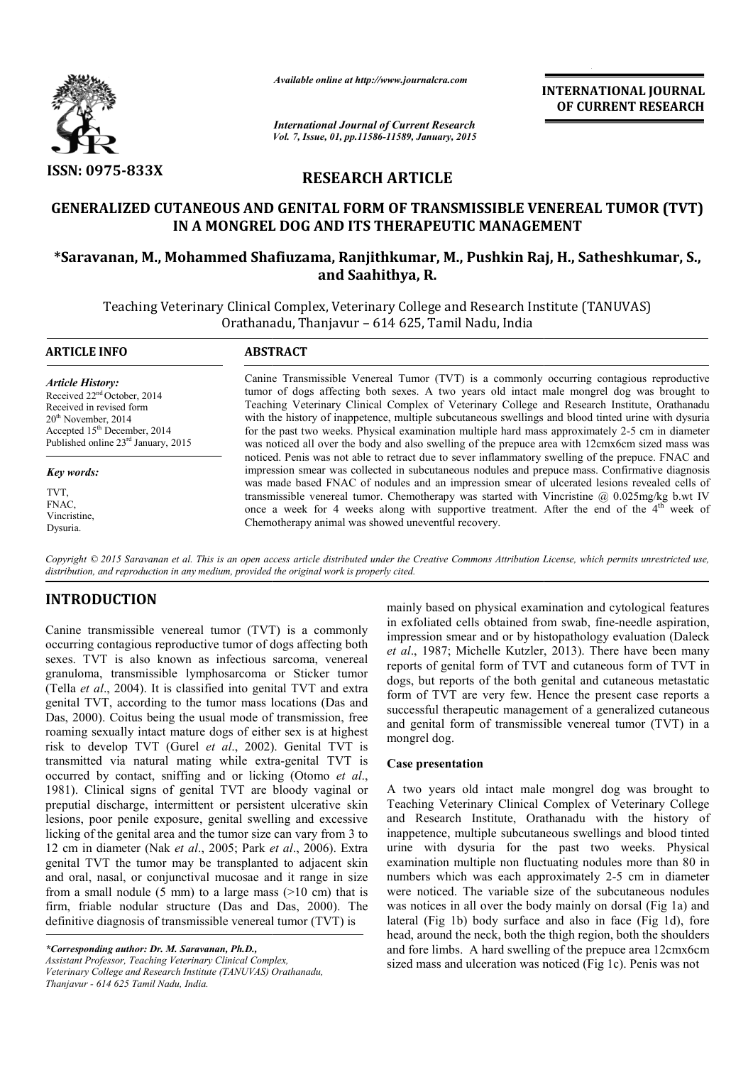*Available online at http://www.journalcra.com*

*International Journal of Current Research*
*Vol. 7, Issue, 01, pp.11586-11589, January, 2015*

**INTERNATIONAL JOURNAL OF CURRENT RESEARCH**

**ISSN: 0975-833X**

## RESEARCH ARTICLE

# GENERALIZED CUTANEOUS AND GENITAL FORM OF TRANSMISSIBLE VENEREAL TUMOR (TVT) IN A MONGREL DOG AND ITS THERAPEUTIC MANAGEMENT

**\*Saravanan, M., Mohammed Shafiuzama, Ranjithkumar, M., Pushkin Raj, H., Satheshkumar, S., and Saahithya, R.**

Teaching Veterinary Clinical Complex, Veterinary College and Research Institute (TANUVAS) Orathanadu, Thanjavur – 614 625, Tamil Nadu, India

**ARTICLE INFO**

*Article History:*
Received 22nd October, 2014
Received in revised form
20th November, 2014
Accepted 15th December, 2014
Published online 23rd January, 2015

*Key words:*
TVT,
FNAC,
Vincristine,
Dysuria.

**ABSTRACT**

Canine Transmissible Venereal Tumor (TVT) is a commonly occurring contagious reproductive tumor of dogs affecting both sexes. A two years old intact male mongrel dog was brought to Teaching Veterinary Clinical Complex of Veterinary College and Research Institute, Orathanadu with the history of inappetence, multiple subcutaneous swellings and blood tinted urine with dysuria for the past two weeks. Physical examination multiple hard mass approximately 2-5 cm in diameter was noticed all over the body and also swelling of the prepuce area with 12cmx6cm sized mass was noticed. Penis was not able to retract due to sever inflammatory swelling of the prepuce. FNAC and impression smear was collected in subcutaneous nodules and prepuce mass. Confirmative diagnosis was made based FNAC of nodules and an impression smear of ulcerated lesions revealed cells of transmissible venereal tumor. Chemotherapy was started with Vincristine @ 0.025mg/kg b.wt IV once a week for 4 weeks along with supportive treatment. After the end of the 4th week of Chemotherapy animal was showed uneventful recovery.

*Copyright © 2015 Saravanan et al. This is an open access article distributed under the Creative Commons Attribution License, which permits unrestricted use, distribution, and reproduction in any medium, provided the original work is properly cited.*

## INTRODUCTION

Canine transmissible venereal tumor (TVT) is a commonly occurring contagious reproductive tumor of dogs affecting both sexes. TVT is also known as infectious sarcoma, venereal granuloma, transmissible lymphosarcoma or Sticker tumor (Tella *et al*., 2004). It is classified into genital TVT and extra genital TVT, according to the tumor mass locations (Das and Das, 2000). Coitus being the usual mode of transmission, free roaming sexually intact mature dogs of either sex is at highest risk to develop TVT (Gurel *et al*., 2002). Genital TVT is transmitted via natural mating while extra-genital TVT is occurred by contact, sniffing and or licking (Otomo *et al*., 1981). Clinical signs of genital TVT are bloody vaginal or preputial discharge, intermittent or persistent ulcerative skin lesions, poor penile exposure, genital swelling and excessive licking of the genital area and the tumor size can vary from 3 to 12 cm in diameter (Nak *et al*., 2005; Park *et al*., 2006). Extra genital TVT the tumor may be transplanted to adjacent skin and oral, nasal, or conjunctival mucosae and it range in size from a small nodule (5 mm) to a large mass (>10 cm) that is firm, friable nodular structure (Das and Das, 2000). The definitive diagnosis of transmissible venereal tumor (TVT) is mainly based on physical examination and cytological features in exfoliated cells obtained from swab, fine-needle aspiration, impression smear and or by histopathology evaluation (Daleck *et al*., 1987; Michelle Kutzler, 2013). There have been many reports of genital form of TVT and cutaneous form of TVT in dogs, but reports of the both genital and cutaneous metastatic form of TVT are very few. Hence the present case reports a successful therapeutic management of a generalized cutaneous and genital form of transmissible venereal tumor (TVT) in a mongrel dog.

### Case presentation

A two years old intact male mongrel dog was brought to Teaching Veterinary Clinical Complex of Veterinary College and Research Institute, Orathanadu with the history of inappetence, multiple subcutaneous swellings and blood tinted urine with dysuria for the past two weeks. Physical examination multiple non fluctuating nodules more than 80 in numbers which was each approximately 2-5 cm in diameter were noticed. The variable size of the subcutaneous nodules was notices in all over the body mainly on dorsal (Fig 1a) and lateral (Fig 1b) body surface and also in face (Fig 1d), fore head, around the neck, both the thigh region, both the shoulders and fore limbs. A hard swelling of the prepuce area 12cmx6cm sized mass and ulceration was noticed (Fig 1c). Penis was not

---

*\*Corresponding author: Dr. M. Saravanan, Ph.D.,*
*Assistant Professor, Teaching Veterinary Clinical Complex, Veterinary College and Research Institute (TANUVAS) Orathanadu, Thanjavur - 614 625 Tamil Nadu, India.*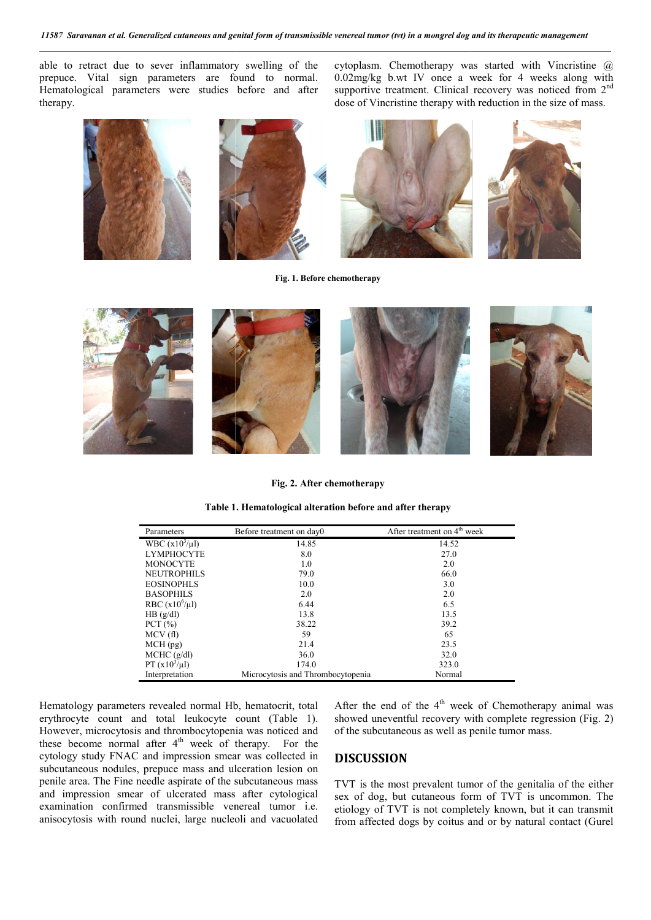able to retract due to sever inflammatory swelling of the prepuce. Vital sign parameters are found to normal. Hematological parameters were studies before and after therapy.

cytoplasm. Chemotherapy was started with Vincristine @ 0.02mg/kg b.wt IV once a week for 4 weeks along with supportive treatment. Clinical recovery was noticed from 2nd dose of Vincristine therapy with reduction in the size of mass.

**Fig. 1. Before chemotherapy**

**Fig. 2. After chemotherapy**

**Table 1. Hematological alteration before and after therapy**

| Parameters | Before treatment on day0 | After treatment on 4th week |
|---|---|---|
| WBC ($x10^3/\mu l$) | 14.85 | 14.52 |
| LYMPHOCYTE | 8.0 | 27.0 |
| MONOCYTE | 1.0 | 2.0 |
| NEUTROPHILS | 79.0 | 66.0 |
| EOSINOPHLS | 10.0 | 3.0 |
| BASOPHILS | 2.0 | 2.0 |
| RBC ($x10^6/\mu l$) | 6.44 | 6.5 |
| HB (g/dl) | 13.8 | 13.5 |
| PCT (%) | 38.22 | 39.2 |
| MCV (fl) | 59 | 65 |
| MCH (pg) | 21.4 | 23.5 |
| MCHC (g/dl) | 36.0 | 32.0 |
| PT ($x10^3/\mu l$) | 174.0 | 323.0 |
| Interpretation | Microcytosis and Thrombocytopenia | Normal |

Hematology parameters revealed normal Hb, hematocrit, total erythrocyte count and total leukocyte count (Table 1). However, microcytosis and thrombocytopenia was noticed and these become normal after 4th week of therapy. For the cytology study FNAC and impression smear was collected in subcutaneous nodules, prepuce mass and ulceration lesion on penile area. The Fine needle aspirate of the subcutaneous mass and impression smear of ulcerated mass after cytological examination confirmed transmissible venereal tumor i.e. anisocytosis with round nuclei, large nucleoli and vacuolated

After the end of the 4th week of Chemotherapy animal was showed uneventful recovery with complete regression (Fig. 2) of the subcutaneous as well as penile tumor mass.

## DISCUSSION

TVT is the most prevalent tumor of the genitalia of the either sex of dog, but cutaneous form of TVT is uncommon. The etiology of TVT is not completely known, but it can transmit from affected dogs by coitus and or by natural contact (Gurel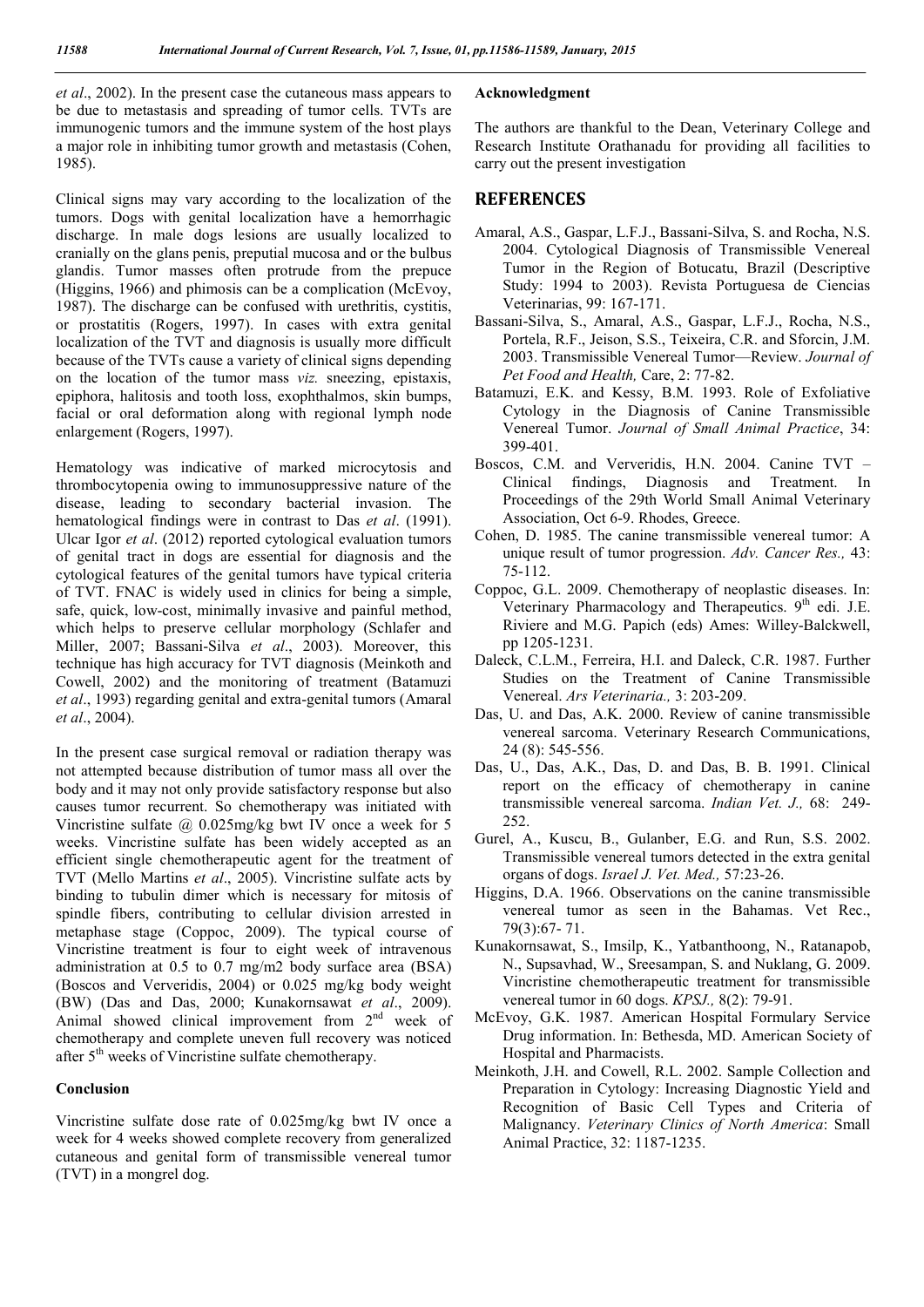*et al*., 2002). In the present case the cutaneous mass appears to be due to metastasis and spreading of tumor cells. TVTs are immunogenic tumors and the immune system of the host plays a major role in inhibiting tumor growth and metastasis (Cohen, 1985).

Clinical signs may vary according to the localization of the tumors. Dogs with genital localization have a hemorrhagic discharge. In male dogs lesions are usually localized to cranially on the glans penis, preputial mucosa and or the bulbus glandis. Tumor masses often protrude from the prepuce (Higgins, 1966) and phimosis can be a complication (McEvoy, 1987). The discharge can be confused with urethritis, cystitis, or prostatitis (Rogers, 1997). In cases with extra genital localization of the TVT and diagnosis is usually more difficult because of the TVTs cause a variety of clinical signs depending on the location of the tumor mass *viz.* sneezing, epistaxis, epiphora, halitosis and tooth loss, exophthalmos, skin bumps, facial or oral deformation along with regional lymph node enlargement (Rogers, 1997).

Hematology was indicative of marked microcytosis and thrombocytopenia owing to immunosuppressive nature of the disease, leading to secondary bacterial invasion. The hematological findings were in contrast to Das *et al*. (1991). Ulcar Igor *et al*. (2012) reported cytological evaluation tumors of genital tract in dogs are essential for diagnosis and the cytological features of the genital tumors have typical criteria of TVT. FNAC is widely used in clinics for being a simple, safe, quick, low-cost, minimally invasive and painful method, which helps to preserve cellular morphology (Schlafer and Miller, 2007; Bassani-Silva *et al*., 2003). Moreover, this technique has high accuracy for TVT diagnosis (Meinkoth and Cowell, 2002) and the monitoring of treatment (Batamuzi *et al*., 1993) regarding genital and extra-genital tumors (Amaral *et al*., 2004).

In the present case surgical removal or radiation therapy was not attempted because distribution of tumor mass all over the body and it may not only provide satisfactory response but also causes tumor recurrent. So chemotherapy was initiated with Vincristine sulfate @ 0.025mg/kg bwt IV once a week for 5 weeks. Vincristine sulfate has been widely accepted as an efficient single chemotherapeutic agent for the treatment of TVT (Mello Martins *et al*., 2005). Vincristine sulfate acts by binding to tubulin dimer which is necessary for mitosis of spindle fibers, contributing to cellular division arrested in metaphase stage (Coppoc, 2009). The typical course of Vincristine treatment is four to eight week of intravenous administration at 0.5 to 0.7 mg/m2 body surface area (BSA) (Boscos and Ververidis, 2004) or 0.025 mg/kg body weight (BW) (Das and Das, 2000; Kunakornsawat *et al*., 2009). Animal showed clinical improvement from 2nd week of chemotherapy and complete uneven full recovery was noticed after 5th weeks of Vincristine sulfate chemotherapy.

## Conclusion

Vincristine sulfate dose rate of 0.025mg/kg bwt IV once a week for 4 weeks showed complete recovery from generalized cutaneous and genital form of transmissible venereal tumor (TVT) in a mongrel dog.

## Acknowledgment

The authors are thankful to the Dean, Veterinary College and Research Institute Orathanadu for providing all facilities to carry out the present investigation

## REFERENCES

Amaral, A.S., Gaspar, L.F.J., Bassani-Silva, S. and Rocha, N.S. 2004. Cytological Diagnosis of Transmissible Venereal Tumor in the Region of Botucatu, Brazil (Descriptive Study: 1994 to 2003). Revista Portuguesa de Ciencias Veterinarias, 99: 167-171.

Bassani-Silva, S., Amaral, A.S., Gaspar, L.F.J., Rocha, N.S., Portela, R.F., Jeison, S.S., Teixeira, C.R. and Sforcin, J.M. 2003. Transmissible Venereal Tumor—Review. *Journal of Pet Food and Health,* Care, 2: 77-82.

Batamuzi, E.K. and Kessy, B.M. 1993. Role of Exfoliative Cytology in the Diagnosis of Canine Transmissible Venereal Tumor. *Journal of Small Animal Practice*, 34: 399-401.

Boscos, C.M. and Ververidis, H.N. 2004. Canine TVT – Clinical findings, Diagnosis and Treatment. In Proceedings of the 29th World Small Animal Veterinary Association, Oct 6-9. Rhodes, Greece.

Cohen, D. 1985. The canine transmissible venereal tumor: A unique result of tumor progression. *Adv. Cancer Res.,* 43: 75-112.

Coppoc, G.L. 2009. Chemotherapy of neoplastic diseases. In: Veterinary Pharmacology and Therapeutics. 9th edi. J.E. Riviere and M.G. Papich (eds) Ames: Willey-Balckwell, pp 1205-1231.

Daleck, C.L.M., Ferreira, H.I. and Daleck, C.R. 1987. Further Studies on the Treatment of Canine Transmissible Venereal. *Ars Veterinaria.,* 3: 203-209.

Das, U. and Das, A.K. 2000. Review of canine transmissible venereal sarcoma. Veterinary Research Communications, 24 (8): 545-556.

Das, U., Das, A.K., Das, D. and Das, B. B. 1991. Clinical report on the efficacy of chemotherapy in canine transmissible venereal sarcoma. *Indian Vet. J.,* 68: 249-252.

Gurel, A., Kuscu, B., Gulanber, E.G. and Run, S.S. 2002. Transmissible venereal tumors detected in the extra genital organs of dogs. *Israel J. Vet. Med.,* 57:23-26.

Higgins, D.A. 1966. Observations on the canine transmissible venereal tumor as seen in the Bahamas. Vet Rec., 79(3):67- 71.

Kunakornsawat, S., Imsilp, K., Yatbanthoong, N., Ratanapob, N., Supsavhad, W., Sreesampan, S. and Nuklang, G. 2009. Vincristine chemotherapeutic treatment for transmissible venereal tumor in 60 dogs. *KPSJ.,* 8(2): 79-91.

McEvoy, G.K. 1987. American Hospital Formulary Service Drug information. In: Bethesda, MD. American Society of Hospital and Pharmacists.

Meinkoth, J.H. and Cowell, R.L. 2002. Sample Collection and Preparation in Cytology: Increasing Diagnostic Yield and Recognition of Basic Cell Types and Criteria of Malignancy. *Veterinary Clinics of North America*: Small Animal Practice, 32: 1187-1235.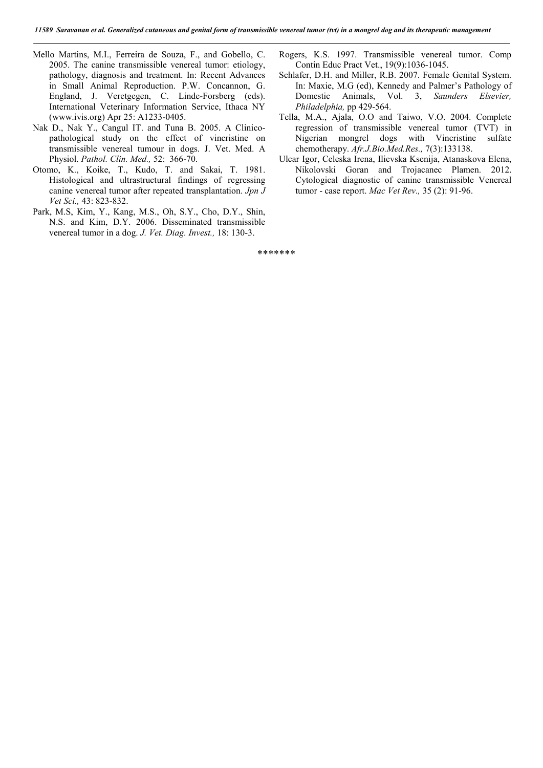Mello Martins, M.I., Ferreira de Souza, F., and Gobello, C. 2005. The canine transmissible venereal tumor: etiology, pathology, diagnosis and treatment. In: Recent Advances in Small Animal Reproduction. P.W. Concannon, G. England, J. Veretgegen, C. Linde-Forsberg (eds). International Veterinary Information Service, Ithaca NY (www.ivis.org) Apr 25: A1233-0405.

Nak D., Nak Y., Cangul IT. and Tuna B. 2005. A Clinico-pathological study on the effect of vincristine on transmissible venereal tumour in dogs. J. Vet. Med. A Physiol. *Pathol. Clin. Med.,* 52: 366-70.

Otomo, K., Koike, T., Kudo, T. and Sakai, T. 1981. Histological and ultrastructural findings of regressing canine venereal tumor after repeated transplantation. *Jpn J Vet Sci.,* 43: 823-832.

Park, M.S, Kim, Y., Kang, M.S., Oh, S.Y., Cho, D.Y., Shin, N.S. and Kim, D.Y. 2006. Disseminated transmissible venereal tumor in a dog. *J. Vet. Diag. Invest.,* 18: 130-3.

Rogers, K.S. 1997. Transmissible venereal tumor. Comp Contin Educ Pract Vet., 19(9):1036-1045.

Schlafer, D.H. and Miller, R.B. 2007. Female Genital System. In: Maxie, M.G (ed), Kennedy and Palmer's Pathology of Domestic Animals, Vol. 3, *Saunders Elsevier, Philadelphia,* pp 429-564.

Tella, M.A., Ajala, O.O and Taiwo, V.O. 2004. Complete regression of transmissible venereal tumor (TVT) in Nigerian mongrel dogs with Vincristine sulfate chemotherapy. *Afr.J.Bio.Med.Res.,* 7(3):133138.

Ulcar Igor, Celeska Irena, Ilievska Ksenija, Atanaskova Elena, Nikolovski Goran and Trojacanec Plamen. 2012. Cytological diagnostic of canine transmissible Venereal tumor - case report. *Mac Vet Rev.,* 35 (2): 91-96.

*******